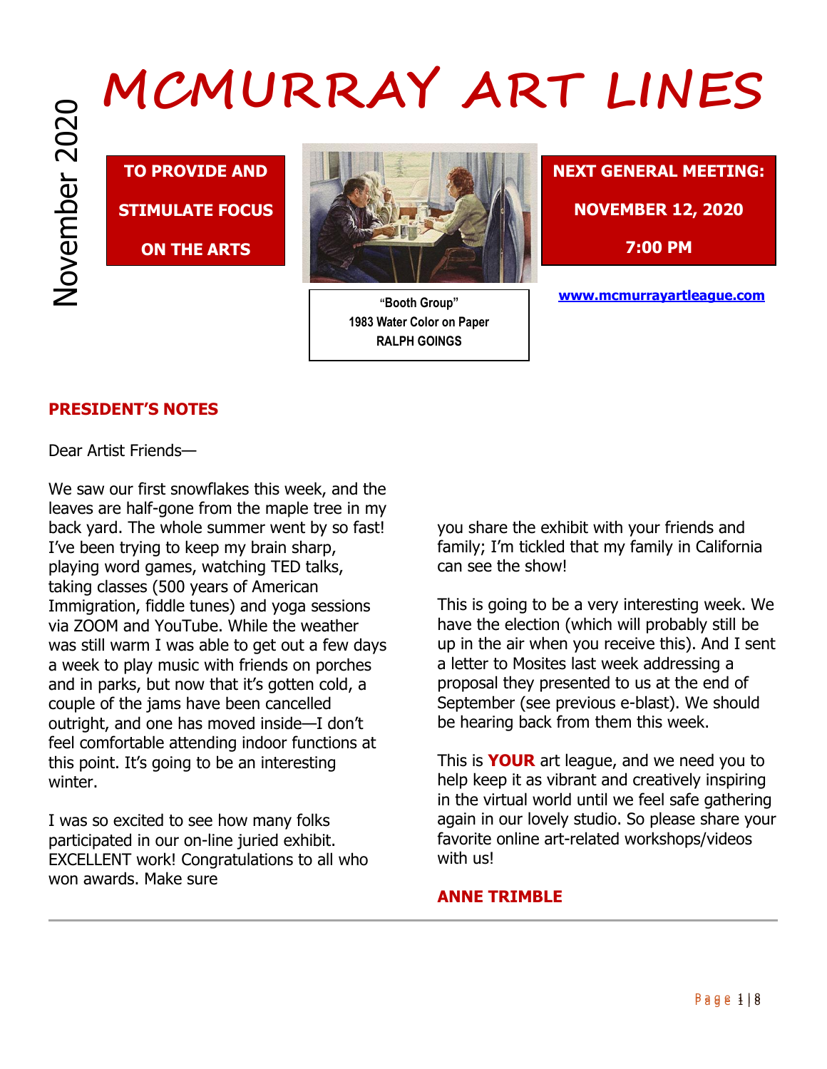# MCMURRAY ART LINES

November 2020

**TO PROVIDE AND STIMULATE FOCUS ON THE ARTS**

"Booth Group"
1983 Water Color on Paper
RALPH GOINGS

**NEXT GENERAL MEETING:**

**NOVEMBER 12, 2020**

**7:00 PM**

**www.mcmurrayartleague.com**

## PRESIDENT'S NOTES

Dear Artist Friends—

We saw our first snowflakes this week, and the leaves are half-gone from the maple tree in my back yard. The whole summer went by so fast! I've been trying to keep my brain sharp, playing word games, watching TED talks, taking classes (500 years of American Immigration, fiddle tunes) and yoga sessions via ZOOM and YouTube. While the weather was still warm I was able to get out a few days a week to play music with friends on porches and in parks, but now that it's gotten cold, a couple of the jams have been cancelled outright, and one has moved inside—I don't feel comfortable attending indoor functions at this point. It's going to be an interesting winter.

I was so excited to see how many folks participated in our on-line juried exhibit. EXCELLENT work! Congratulations to all who won awards. Make sure you share the exhibit with your friends and family; I'm tickled that my family in California can see the show!

This is going to be a very interesting week. We have the election (which will probably still be up in the air when you receive this). And I sent a letter to Mosites last week addressing a proposal they presented to us at the end of September (see previous e-blast). We should be hearing back from them this week.

This is **YOUR** art league, and we need you to help keep it as vibrant and creatively inspiring in the virtual world until we feel safe gathering again in our lovely studio. So please share your favorite online art-related workshops/videos with us!

**ANNE TRIMBLE**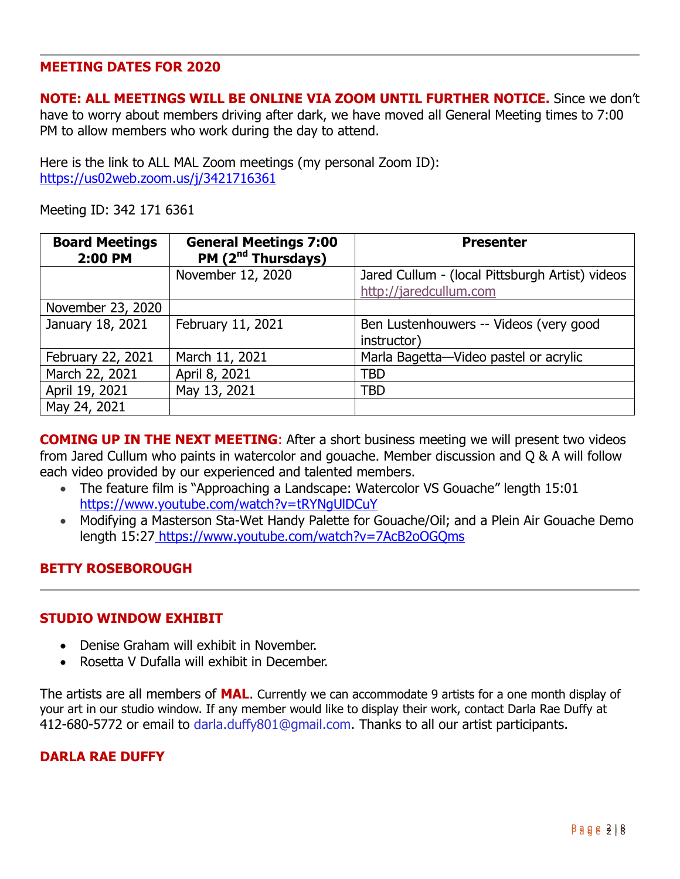## MEETING DATES FOR 2020

**NOTE: ALL MEETINGS WILL BE ONLINE VIA ZOOM UNTIL FURTHER NOTICE.** Since we don't have to worry about members driving after dark, we have moved all General Meeting times to 7:00 PM to allow members who work during the day to attend.

Here is the link to ALL MAL Zoom meetings (my personal Zoom ID):
https://us02web.zoom.us/j/3421716361

Meeting ID: 342 171 6361

| Board Meetings 2:00 PM | General Meetings 7:00 PM (2nd Thursdays) | Presenter |
|---|---|---|
| | November 12, 2020 | Jared Cullum - (local Pittsburgh Artist) videos http://jaredcullum.com |
| November 23, 2020 | | |
| January 18, 2021 | February 11, 2021 | Ben Lustenhouwers -- Videos (very good instructor) |
| February 22, 2021 | March 11, 2021 | Marla Bagetta—Video pastel or acrylic |
| March 22, 2021 | April 8, 2021 | TBD |
| April 19, 2021 | May 13, 2021 | TBD |
| May 24, 2021 | | |

**COMING UP IN THE NEXT MEETING**: After a short business meeting we will present two videos from Jared Cullum who paints in watercolor and gouache. Member discussion and Q & A will follow each video provided by our experienced and talented members.

- The feature film is "Approaching a Landscape: Watercolor VS Gouache" length 15:01 https://www.youtube.com/watch?v=tRYNgUlDCuY
- Modifying a Masterson Sta-Wet Handy Palette for Gouache/Oil; and a Plein Air Gouache Demo length 15:27 https://www.youtube.com/watch?v=7AcB2oOGQms

**BETTY ROSEBOROUGH**

## STUDIO WINDOW EXHIBIT

- Denise Graham will exhibit in November.
- Rosetta V Dufalla will exhibit in December.

The artists are all members of **MAL**. Currently we can accommodate 9 artists for a one month display of your art in our studio window. If any member would like to display their work, contact Darla Rae Duffy at 412-680-5772 or email to darla.duffy801@gmail.com. Thanks to all our artist participants.

**DARLA RAE DUFFY**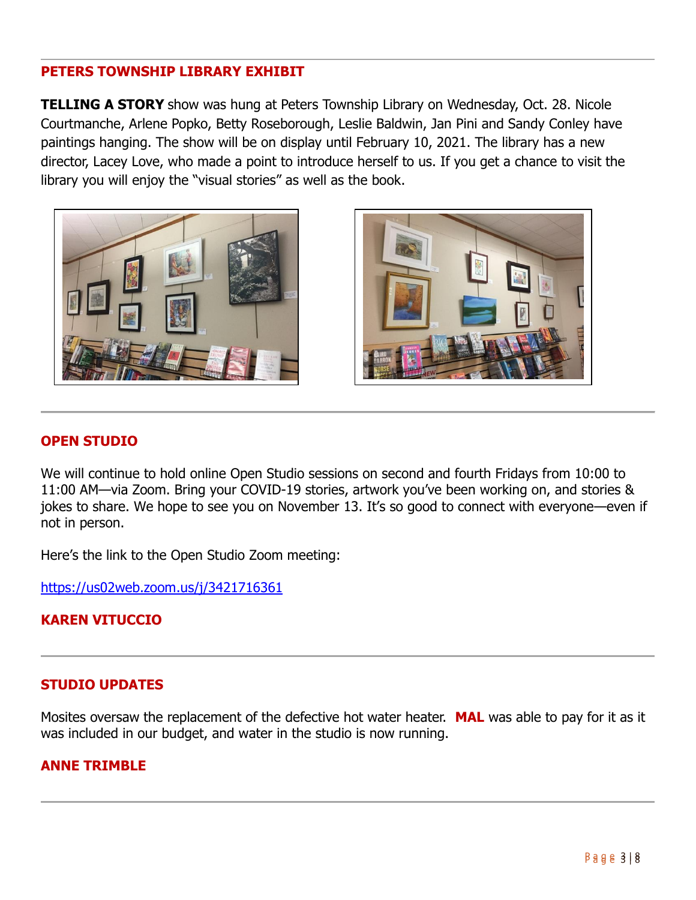## PETERS TOWNSHIP LIBRARY EXHIBIT

**TELLING A STORY** show was hung at Peters Township Library on Wednesday, Oct. 28. Nicole Courtmanche, Arlene Popko, Betty Roseborough, Leslie Baldwin, Jan Pini and Sandy Conley have paintings hanging. The show will be on display until February 10, 2021. The library has a new director, Lacey Love, who made a point to introduce herself to us. If you get a chance to visit the library you will enjoy the "visual stories" as well as the book.

## OPEN STUDIO

We will continue to hold online Open Studio sessions on second and fourth Fridays from 10:00 to 11:00 AM—via Zoom. Bring your COVID-19 stories, artwork you've been working on, and stories & jokes to share. We hope to see you on November 13. It's so good to connect with everyone—even if not in person.

Here's the link to the Open Studio Zoom meeting:

https://us02web.zoom.us/j/3421716361

**KAREN VITUCCIO**

## STUDIO UPDATES

Mosites oversaw the replacement of the defective hot water heater. **MAL** was able to pay for it as it was included in our budget, and water in the studio is now running.

**ANNE TRIMBLE**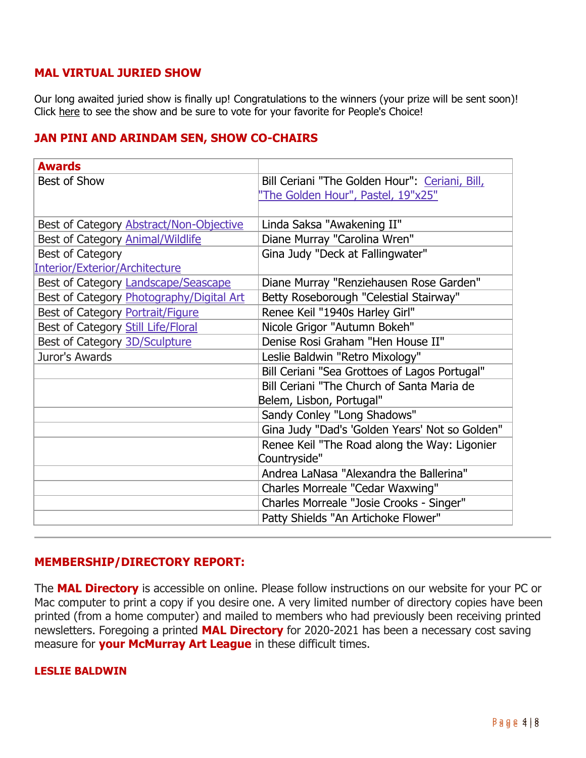## MAL VIRTUAL JURIED SHOW

Our long awaited juried show is finally up! Congratulations to the winners (your prize will be sent soon)! Click here to see the show and be sure to vote for your favorite for People's Choice!

## JAN PINI AND ARINDAM SEN, SHOW CO-CHAIRS

| **Awards** | |
|---|---|
| Best of Show | Bill Ceriani "The Golden Hour": Ceriani, Bill, "The Golden Hour", Pastel, 19"x25" |
| Best of Category Abstract/Non-Objective | Linda Saksa "Awakening II" |
| Best of Category Animal/Wildlife | Diane Murray "Carolina Wren" |
| Best of Category Interior/Exterior/Architecture | Gina Judy "Deck at Fallingwater" |
| Best of Category Landscape/Seascape | Diane Murray "Renziehausen Rose Garden" |
| Best of Category Photography/Digital Art | Betty Roseborough "Celestial Stairway" |
| Best of Category Portrait/Figure | Renee Keil "1940s Harley Girl" |
| Best of Category Still Life/Floral | Nicole Grigor "Autumn Bokeh" |
| Best of Category 3D/Sculpture | Denise Rosi Graham "Hen House II" |
| Juror's Awards | Leslie Baldwin "Retro Mixology" |
| | Bill Ceriani "Sea Grottoes of Lagos Portugal" |
| | Bill Ceriani "The Church of Santa Maria de Belem, Lisbon, Portugal" |
| | Sandy Conley "Long Shadows" |
| | Gina Judy "Dad's 'Golden Years' Not so Golden" |
| | Renee Keil "The Road along the Way: Ligonier Countryside" |
| | Andrea LaNasa "Alexandra the Ballerina" |
| | Charles Morreale "Cedar Waxwing" |
| | Charles Morreale "Josie Crooks - Singer" |
| | Patty Shields "An Artichoke Flower" |

---

## MEMBERSHIP/DIRECTORY REPORT:

The **MAL Directory** is accessible on online. Please follow instructions on our website for your PC or Mac computer to print a copy if you desire one. A very limited number of directory copies have been printed (from a home computer) and mailed to members who had previously been receiving printed newsletters. Foregoing a printed **MAL Directory** for 2020-2021 has been a necessary cost saving measure for **your McMurray Art League** in these difficult times.

**LESLIE BALDWIN**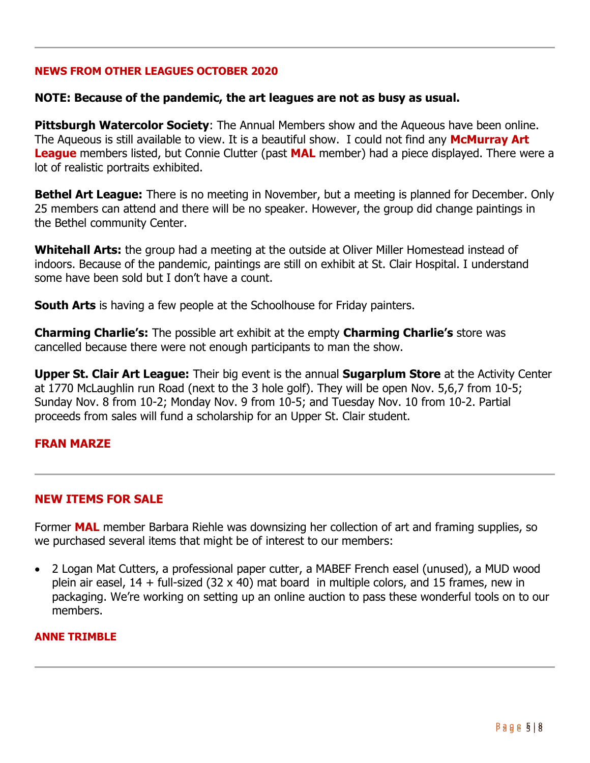## NEWS FROM OTHER LEAGUES OCTOBER 2020

**NOTE: Because of the pandemic, the art leagues are not as busy as usual.**

**Pittsburgh Watercolor Society**: The Annual Members show and the Aqueous have been online. The Aqueous is still available to view. It is a beautiful show. I could not find any **McMurray Art League** members listed, but Connie Clutter (past **MAL** member) had a piece displayed. There were a lot of realistic portraits exhibited.

**Bethel Art League:** There is no meeting in November, but a meeting is planned for December. Only 25 members can attend and there will be no speaker. However, the group did change paintings in the Bethel community Center.

**Whitehall Arts:** the group had a meeting at the outside at Oliver Miller Homestead instead of indoors. Because of the pandemic, paintings are still on exhibit at St. Clair Hospital. I understand some have been sold but I don't have a count.

**South Arts** is having a few people at the Schoolhouse for Friday painters.

**Charming Charlie's:** The possible art exhibit at the empty **Charming Charlie's** store was cancelled because there were not enough participants to man the show.

**Upper St. Clair Art League:** Their big event is the annual **Sugarplum Store** at the Activity Center at 1770 McLaughlin run Road (next to the 3 hole golf). They will be open Nov. 5,6,7 from 10-5; Sunday Nov. 8 from 10-2; Monday Nov. 9 from 10-5; and Tuesday Nov. 10 from 10-2. Partial proceeds from sales will fund a scholarship for an Upper St. Clair student.

**FRAN MARZE**

## NEW ITEMS FOR SALE

Former **MAL** member Barbara Riehle was downsizing her collection of art and framing supplies, so we purchased several items that might be of interest to our members:

- 2 Logan Mat Cutters, a professional paper cutter, a MABEF French easel (unused), a MUD wood plein air easel, 14 + full-sized (32 x 40) mat board in multiple colors, and 15 frames, new in packaging. We're working on setting up an online auction to pass these wonderful tools on to our members.

**ANNE TRIMBLE**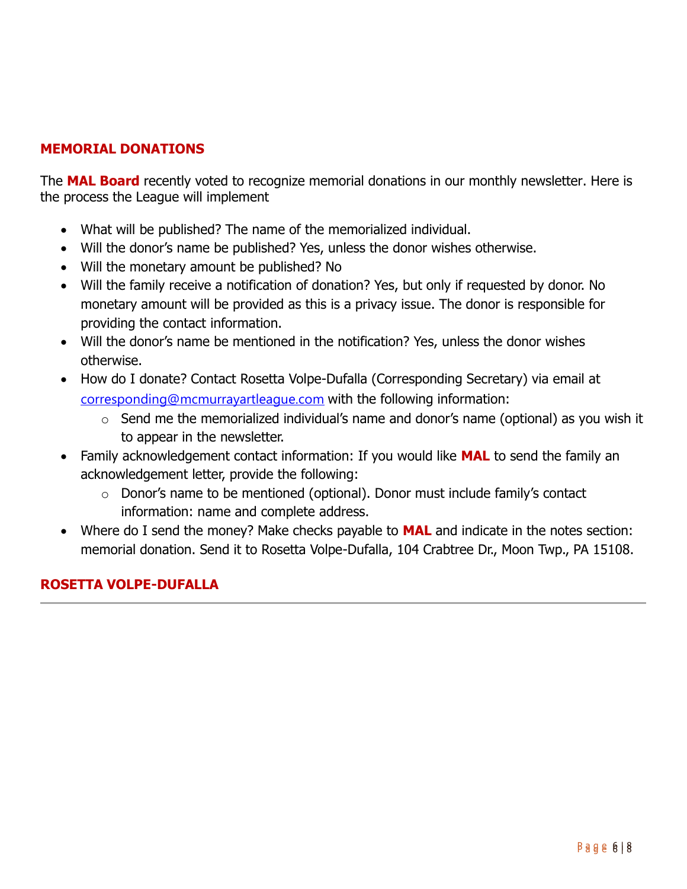## MEMORIAL DONATIONS

The **MAL Board** recently voted to recognize memorial donations in our monthly newsletter. Here is the process the League will implement

- What will be published? The name of the memorialized individual.
- Will the donor's name be published? Yes, unless the donor wishes otherwise.
- Will the monetary amount be published? No
- Will the family receive a notification of donation? Yes, but only if requested by donor. No monetary amount will be provided as this is a privacy issue. The donor is responsible for providing the contact information.
- Will the donor's name be mentioned in the notification? Yes, unless the donor wishes otherwise.
- How do I donate? Contact Rosetta Volpe-Dufalla (Corresponding Secretary) via email at corresponding@mcmurrayartleague.com with the following information:
  - Send me the memorialized individual's name and donor's name (optional) as you wish it to appear in the newsletter.
- Family acknowledgement contact information: If you would like **MAL** to send the family an acknowledgement letter, provide the following:
  - Donor's name to be mentioned (optional). Donor must include family's contact information: name and complete address.
- Where do I send the money? Make checks payable to **MAL** and indicate in the notes section: memorial donation. Send it to Rosetta Volpe-Dufalla, 104 Crabtree Dr., Moon Twp., PA 15108.

**ROSETTA VOLPE-DUFALLA**

---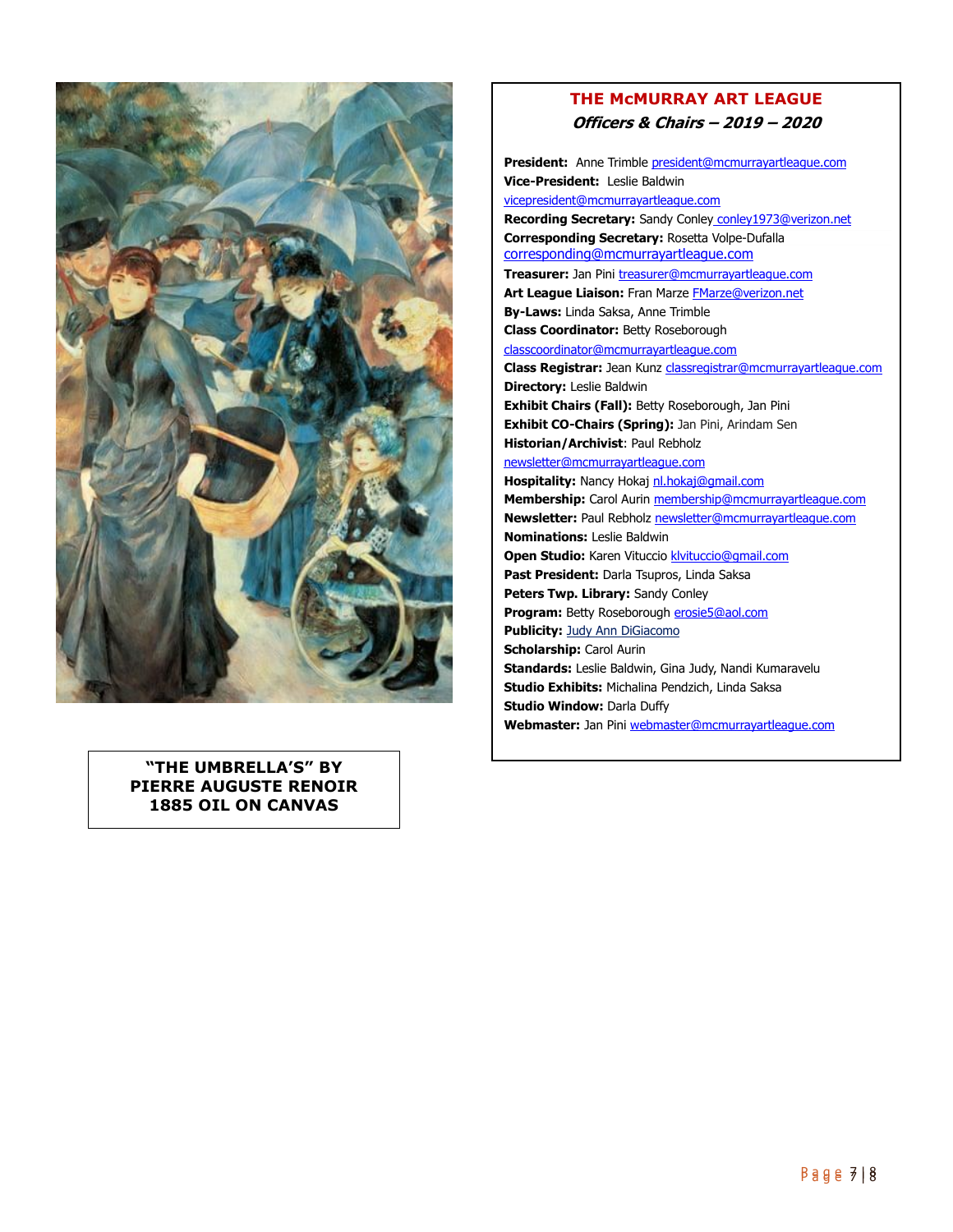"THE UMBRELLA'S" BY PIERRE AUGUSTE RENOIR 1885 OIL ON CANVAS

## THE McMURRAY ART LEAGUE

### *Officers & Chairs – 2019 – 2020*

**President:** Anne Trimble president@mcmurrayartleague.com
**Vice-President:** Leslie Baldwin vicepresident@mcmurrayartleague.com
**Recording Secretary:** Sandy Conley conley1973@verizon.net
**Corresponding Secretary:** Rosetta Volpe-Dufalla corresponding@mcmurrayartleague.com
**Treasurer:** Jan Pini treasurer@mcmurrayartleague.com
**Art League Liaison:** Fran Marze FMarze@verizon.net
**By-Laws:** Linda Saksa, Anne Trimble
**Class Coordinator:** Betty Roseborough classcoordinator@mcmurrayartleague.com
**Class Registrar:** Jean Kunz classregistrar@mcmurrayartleague.com
**Directory:** Leslie Baldwin
**Exhibit Chairs (Fall):** Betty Roseborough, Jan Pini
**Exhibit CO-Chairs (Spring):** Jan Pini, Arindam Sen
**Historian/Archivist**: Paul Rebholz newsletter@mcmurrayartleague.com
**Hospitality:** Nancy Hokaj nl.hokaj@gmail.com
**Membership:** Carol Aurin membership@mcmurrayartleague.com
**Newsletter:** Paul Rebholz newsletter@mcmurrayartleague.com
**Nominations:** Leslie Baldwin
**Open Studio:** Karen Vituccio klvituccio@gmail.com
**Past President:** Darla Tsupros, Linda Saksa
**Peters Twp. Library:** Sandy Conley
**Program:** Betty Roseborough erosie5@aol.com
**Publicity:** Judy Ann DiGiacomo
**Scholarship:** Carol Aurin
**Standards:** Leslie Baldwin, Gina Judy, Nandi Kumaravelu
**Studio Exhibits:** Michalina Pendzich, Linda Saksa
**Studio Window:** Darla Duffy
**Webmaster:** Jan Pini webmaster@mcmurrayartleague.com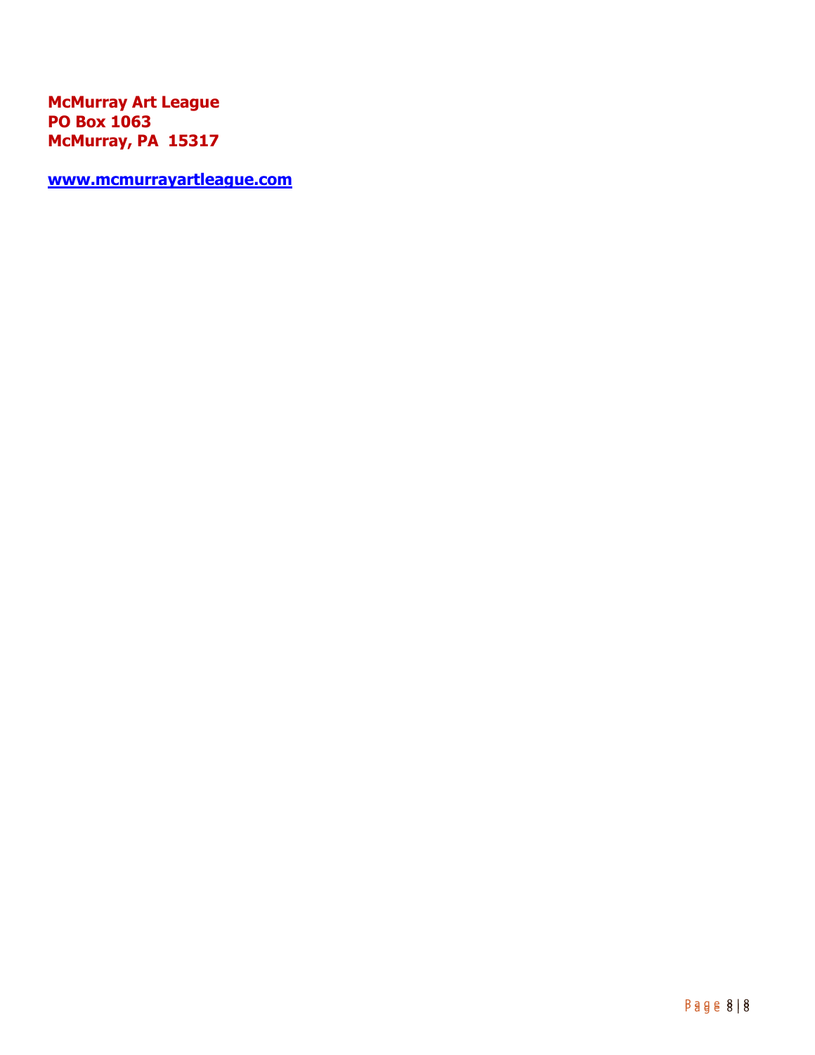**McMurray Art League**
**PO Box 1063**
**McMurray, PA  15317**

**[www.mcmurrayartleague.com](http://www.mcmurrayartleague.com)**